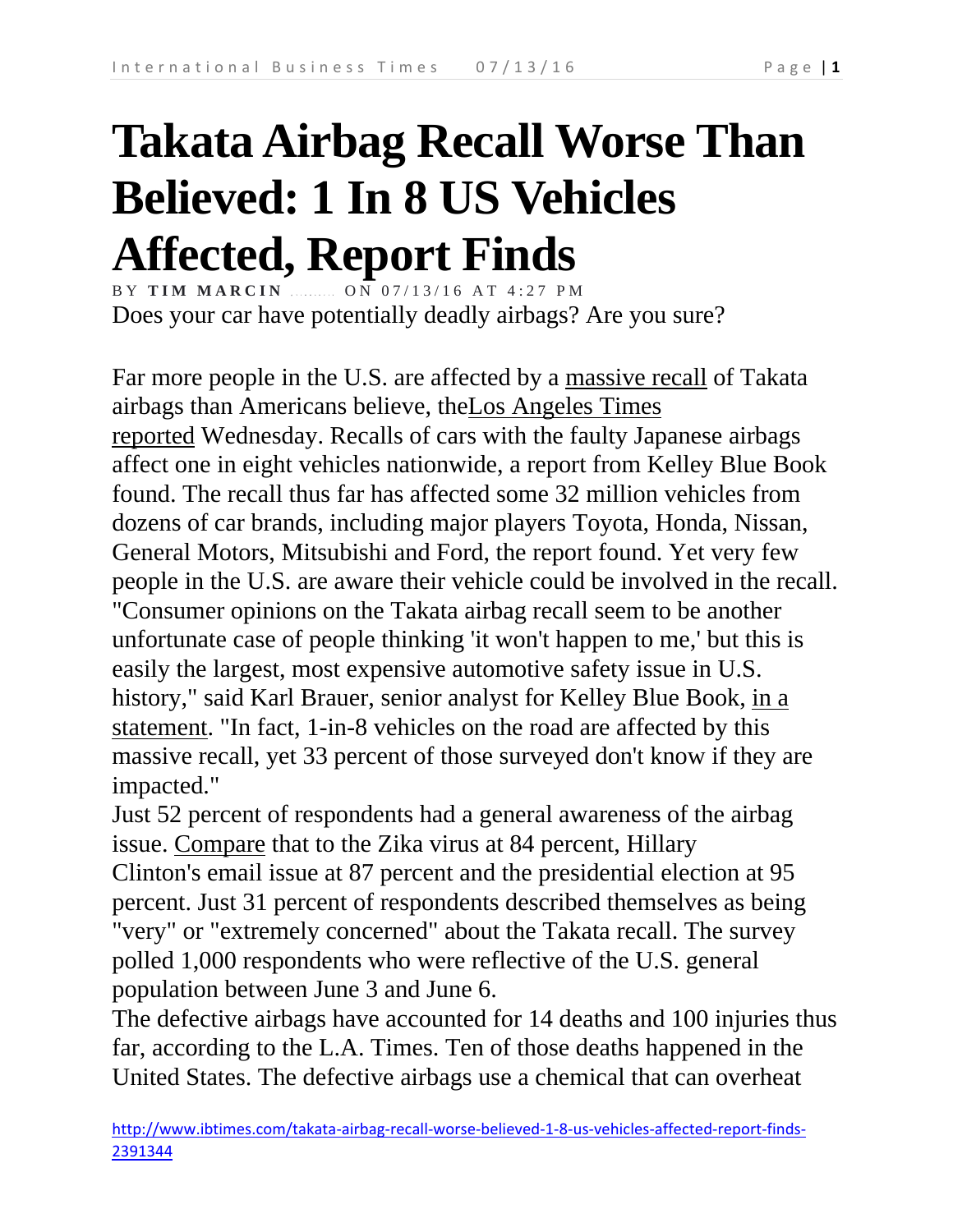# Takata Airbag Recall Worse Than Believed: 1 In 8 US Vehicles Affected, Report Finds

BY **TIM MARCIN** ......... ON 07/13/16 AT 4:27 PM

Does your car have potentially deadly airbags? Are you sure?

Far more people in the U.S. are affected by a massive recall of Takata airbags than Americans believe, theLos Angeles Times reported Wednesday. Recalls of cars with the faulty Japanese airbags affect one in eight vehicles nationwide, a report from Kelley Blue Book found. The recall thus far has affected some 32 million vehicles from dozens of car brands, including major players Toyota, Honda, Nissan, General Motors, Mitsubishi and Ford, the report found. Yet very few people in the U.S. are aware their vehicle could be involved in the recall. "Consumer opinions on the Takata airbag recall seem to be another unfortunate case of people thinking 'it won't happen to me,' but this is easily the largest, most expensive automotive safety issue in U.S. history," said Karl Brauer, senior analyst for Kelley Blue Book, in a statement. "In fact, 1-in-8 vehicles on the road are affected by this massive recall, yet 33 percent of those surveyed don't know if they are impacted."

Just 52 percent of respondents had a general awareness of the airbag issue. Compare that to the Zika virus at 84 percent, Hillary Clinton's email issue at 87 percent and the presidential election at 95 percent. Just 31 percent of respondents described themselves as being "very" or "extremely concerned" about the Takata recall. The survey polled 1,000 respondents who were reflective of the U.S. general population between June 3 and June 6.

The defective airbags have accounted for 14 deaths and 100 injuries thus far, according to the L.A. Times. Ten of those deaths happened in the United States. The defective airbags use a chemical that can overheat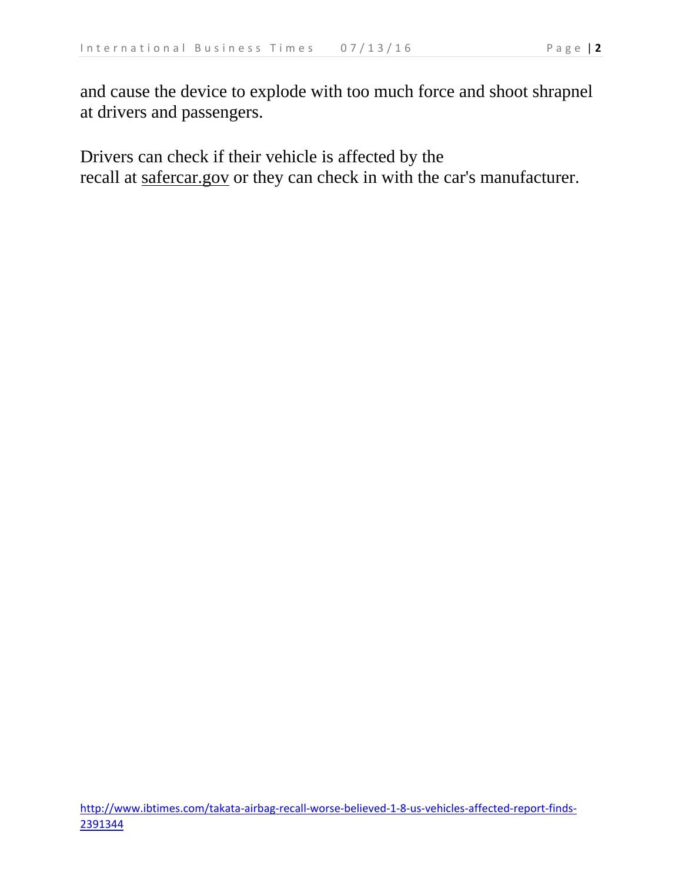and cause the device to explode with too much force and shoot shrapnel at drivers and passengers.

Drivers can check if their vehicle is affected by the recall at safercar.gov or they can check in with the car's manufacturer.

http://www.ibtimes.com/takata-airbag-recall-worse-believed-1-8-us-vehicles-affected-report-finds-2391344